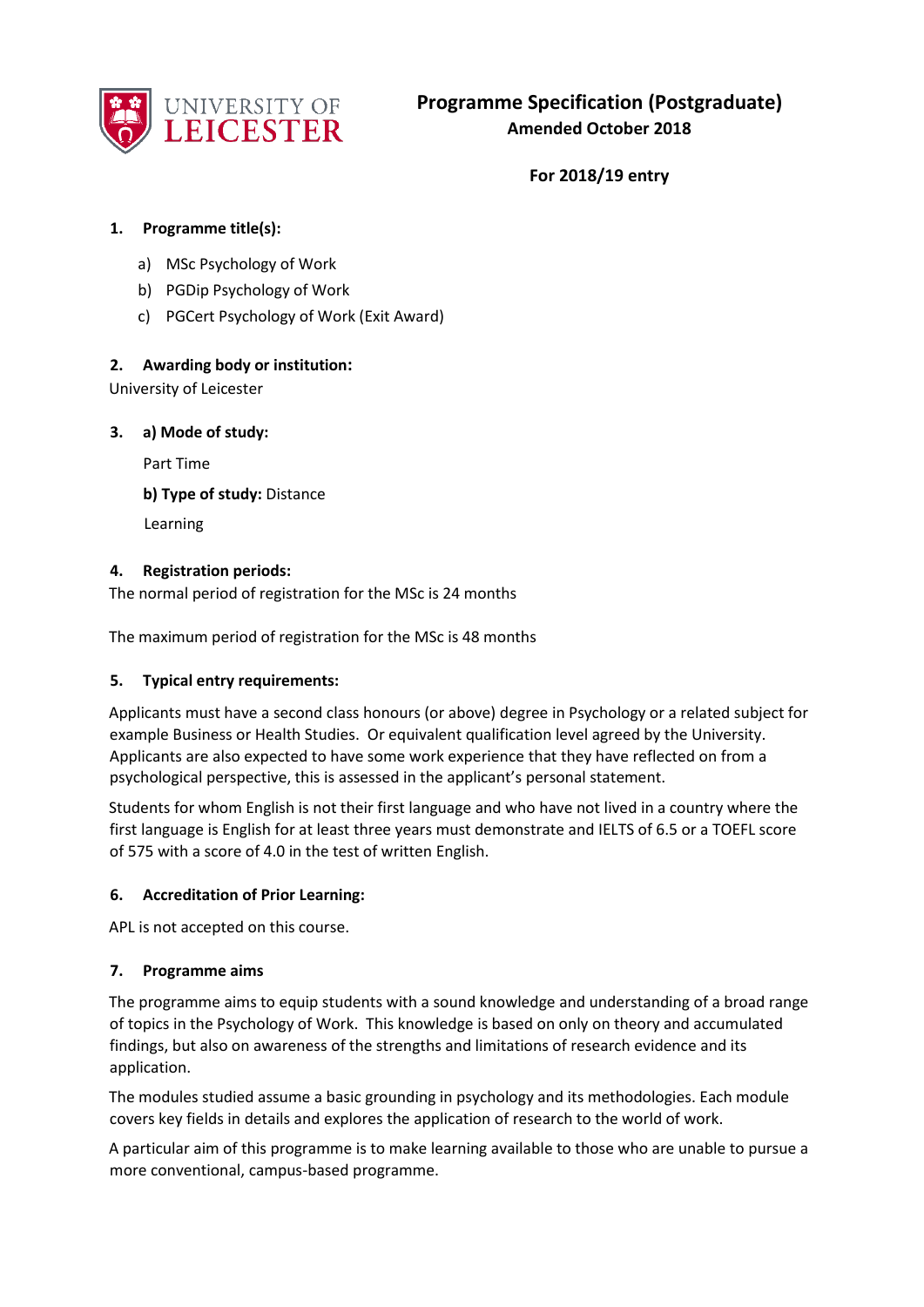# Programme Specification (Postgraduate)

**Amended October 2018**

**For 2018/19 entry**

## 1. Programme title(s):

a) MSc Psychology of Work
b) PGDip Psychology of Work
c) PGCert Psychology of Work (Exit Award)

## 2. Awarding body or institution:

University of Leicester

## 3. a) Mode of study:

Part Time

**b) Type of study:** Distance Learning

## 4. Registration periods:

The normal period of registration for the MSc is 24 months

The maximum period of registration for the MSc is 48 months

## 5. Typical entry requirements:

Applicants must have a second class honours (or above) degree in Psychology or a related subject for example Business or Health Studies. Or equivalent qualification level agreed by the University. Applicants are also expected to have some work experience that they have reflected on from a psychological perspective, this is assessed in the applicant's personal statement.

Students for whom English is not their first language and who have not lived in a country where the first language is English for at least three years must demonstrate and IELTS of 6.5 or a TOEFL score of 575 with a score of 4.0 in the test of written English.

## 6. Accreditation of Prior Learning:

APL is not accepted on this course.

## 7. Programme aims

The programme aims to equip students with a sound knowledge and understanding of a broad range of topics in the Psychology of Work. This knowledge is based on only on theory and accumulated findings, but also on awareness of the strengths and limitations of research evidence and its application.

The modules studied assume a basic grounding in psychology and its methodologies. Each module covers key fields in details and explores the application of research to the world of work.

A particular aim of this programme is to make learning available to those who are unable to pursue a more conventional, campus-based programme.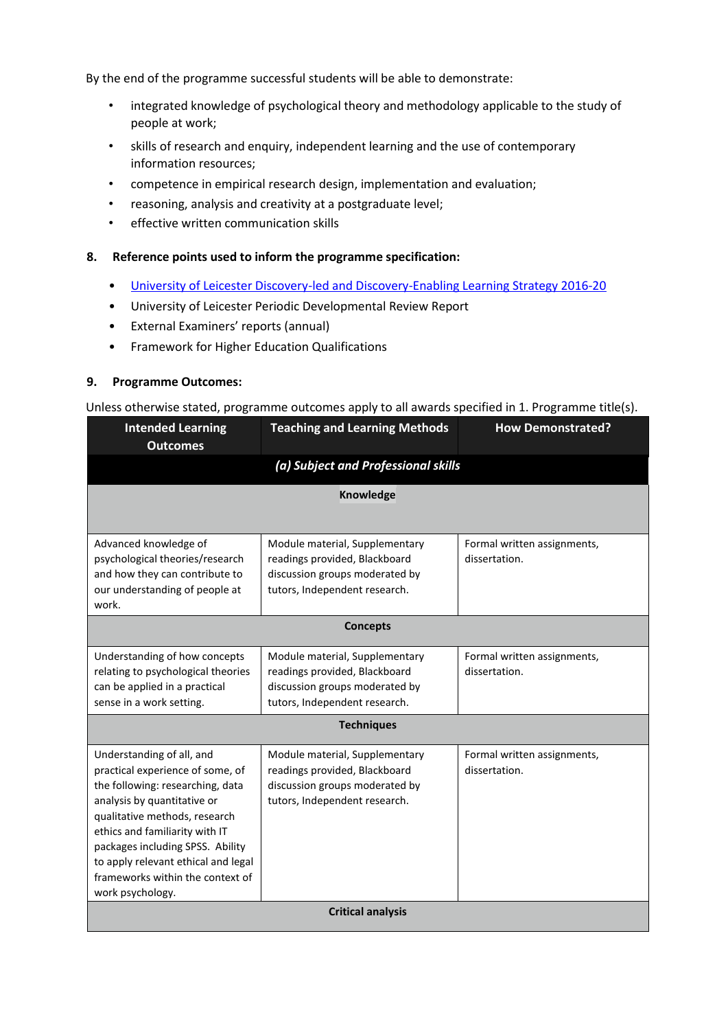By the end of the programme successful students will be able to demonstrate:

- integrated knowledge of psychological theory and methodology applicable to the study of people at work;
- skills of research and enquiry, independent learning and the use of contemporary information resources;
- competence in empirical research design, implementation and evaluation;
- reasoning, analysis and creativity at a postgraduate level;
- effective written communication skills

## 8. Reference points used to inform the programme specification:

- University of Leicester Discovery-led and Discovery-Enabling Learning Strategy 2016-20
- University of Leicester Periodic Developmental Review Report
- External Examiners' reports (annual)
- Framework for Higher Education Qualifications

## 9. Programme Outcomes:

Unless otherwise stated, programme outcomes apply to all awards specified in 1. Programme title(s).

| Intended Learning Outcomes | Teaching and Learning Methods | How Demonstrated? |
|---|---|---|
| | ***(a) Subject and Professional skills*** | |
| | **Knowledge** | |
| Advanced knowledge of psychological theories/research and how they can contribute to our understanding of people at work. | Module material, Supplementary readings provided, Blackboard discussion groups moderated by tutors, Independent research. | Formal written assignments, dissertation. |
| | **Concepts** | |
| Understanding of how concepts relating to psychological theories can be applied in a practical sense in a work setting. | Module material, Supplementary readings provided, Blackboard discussion groups moderated by tutors, Independent research. | Formal written assignments, dissertation. |
| | **Techniques** | |
| Understanding of all, and practical experience of some, of the following: researching, data analysis by quantitative or qualitative methods, research ethics and familiarity with IT packages including SPSS. Ability to apply relevant ethical and legal frameworks within the context of work psychology. | Module material, Supplementary readings provided, Blackboard discussion groups moderated by tutors, Independent research. | Formal written assignments, dissertation. |
| | **Critical analysis** | |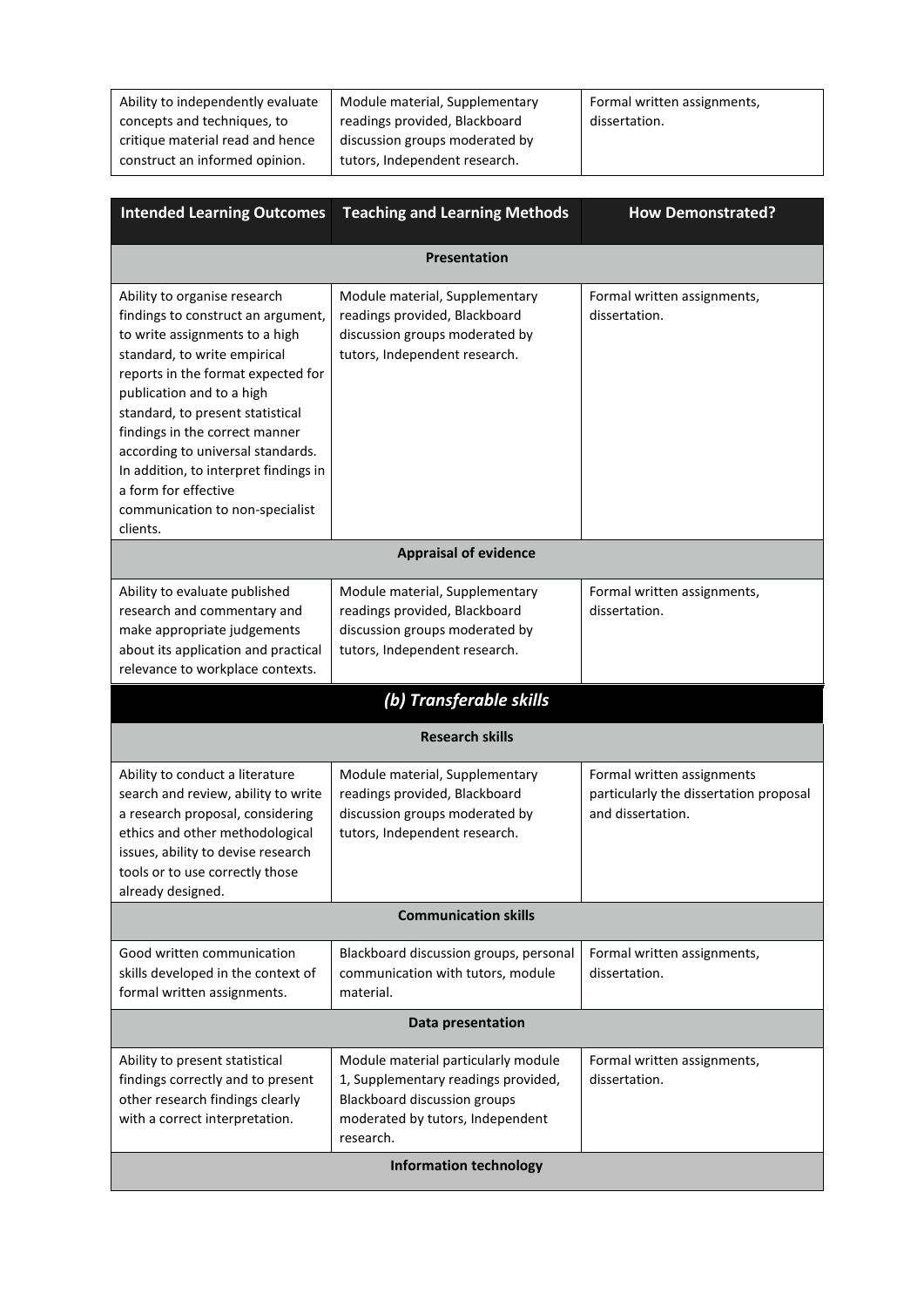| Ability to independently evaluate concepts and techniques, to critique material read and hence construct an informed opinion. | Module material, Supplementary readings provided, Blackboard discussion groups moderated by tutors, Independent research. | Formal written assignments, dissertation. |
|---|---|---|

| Intended Learning Outcomes | Teaching and Learning Methods | How Demonstrated? |
|---|---|---|
| **Presentation** | | |
| Ability to organise research findings to construct an argument, to write assignments to a high standard, to write empirical reports in the format expected for publication and to a high standard, to present statistical findings in the correct manner according to universal standards. In addition, to interpret findings in a form for effective communication to non-specialist clients. | Module material, Supplementary readings provided, Blackboard discussion groups moderated by tutors, Independent research. | Formal written assignments, dissertation. |
| **Appraisal of evidence** | | |
| Ability to evaluate published research and commentary and make appropriate judgements about its application and practical relevance to workplace contexts. | Module material, Supplementary readings provided, Blackboard discussion groups moderated by tutors, Independent research. | Formal written assignments, dissertation. |
| ***(b) Transferable skills*** | | |
| **Research skills** | | |
| Ability to conduct a literature search and review, ability to write a research proposal, considering ethics and other methodological issues, ability to devise research tools or to use correctly those already designed. | Module material, Supplementary readings provided, Blackboard discussion groups moderated by tutors, Independent research. | Formal written assignments particularly the dissertation proposal and dissertation. |
| **Communication skills** | | |
| Good written communication skills developed in the context of formal written assignments. | Blackboard discussion groups, personal communication with tutors, module material. | Formal written assignments, dissertation. |
| **Data presentation** | | |
| Ability to present statistical findings correctly and to present other research findings clearly with a correct interpretation. | Module material particularly module 1, Supplementary readings provided, Blackboard discussion groups moderated by tutors, Independent research. | Formal written assignments, dissertation. |
| **Information technology** | | |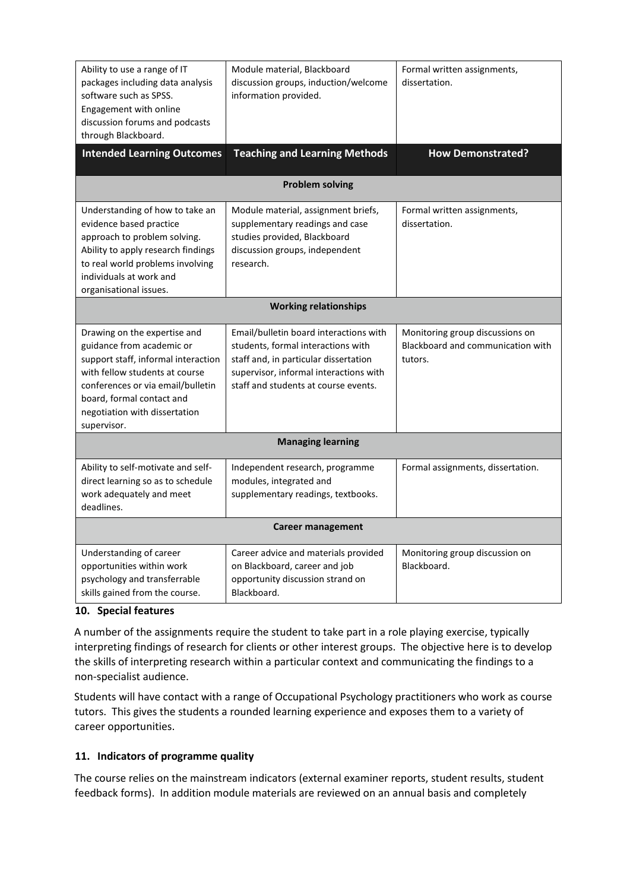| Intended Learning Outcomes | Teaching and Learning Methods | How Demonstrated? |
|---|---|---|
| Ability to use a range of IT packages including data analysis software such as SPSS. Engagement with online discussion forums and podcasts through Blackboard. | Module material, Blackboard discussion groups, induction/welcome information provided. | Formal written assignments, dissertation. |
| **Problem solving** | | |
| Understanding of how to take an evidence based practice approach to problem solving. Ability to apply research findings to real world problems involving individuals at work and organisational issues. | Module material, assignment briefs, supplementary readings and case studies provided, Blackboard discussion groups, independent research. | Formal written assignments, dissertation. |
| **Working relationships** | | |
| Drawing on the expertise and guidance from academic or support staff, informal interaction with fellow students at course conferences or via email/bulletin board, formal contact and negotiation with dissertation supervisor. | Email/bulletin board interactions with students, formal interactions with staff and, in particular dissertation supervisor, informal interactions with staff and students at course events. | Monitoring group discussions on Blackboard and communication with tutors. |
| **Managing learning** | | |
| Ability to self-motivate and self-direct learning so as to schedule work adequately and meet deadlines. | Independent research, programme modules, integrated and supplementary readings, textbooks. | Formal assignments, dissertation. |
| **Career management** | | |
| Understanding of career opportunities within work psychology and transferrable skills gained from the course. | Career advice and materials provided on Blackboard, career and job opportunity discussion strand on Blackboard. | Monitoring group discussion on Blackboard. |

## 10. Special features

A number of the assignments require the student to take part in a role playing exercise, typically interpreting findings of research for clients or other interest groups. The objective here is to develop the skills of interpreting research within a particular context and communicating the findings to a non-specialist audience.

Students will have contact with a range of Occupational Psychology practitioners who work as course tutors. This gives the students a rounded learning experience and exposes them to a variety of career opportunities.

## 11. Indicators of programme quality

The course relies on the mainstream indicators (external examiner reports, student results, student feedback forms). In addition module materials are reviewed on an annual basis and completely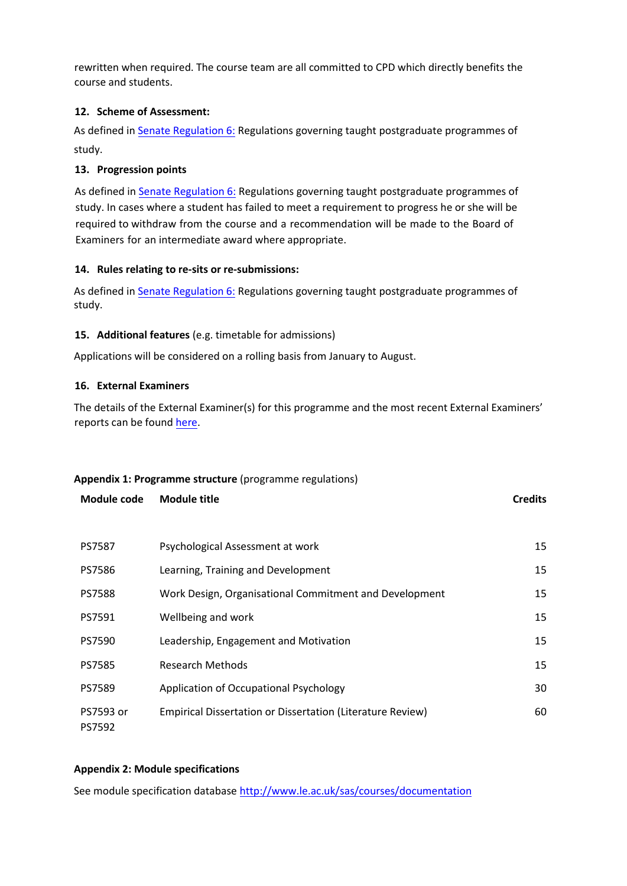rewritten when required. The course team are all committed to CPD which directly benefits the course and students.

### 12. Scheme of Assessment:

As defined in [Senate Regulation 6:](#) Regulations governing taught postgraduate programmes of study.

### 13. Progression points

As defined in [Senate Regulation 6:](#) Regulations governing taught postgraduate programmes of study. In cases where a student has failed to meet a requirement to progress he or she will be required to withdraw from the course and a recommendation will be made to the Board of Examiners for an intermediate award where appropriate.

### 14. Rules relating to re-sits or re-submissions:

As defined in [Senate Regulation 6:](#) Regulations governing taught postgraduate programmes of study.

### 15. Additional features (e.g. timetable for admissions)

Applications will be considered on a rolling basis from January to August.

### 16. External Examiners

The details of the External Examiner(s) for this programme and the most recent External Examiners' reports can be found [here](#).

### Appendix 1: Programme structure (programme regulations)

| Module code | Module title | Credits |
|---|---|---|
| PS7587 | Psychological Assessment at work | 15 |
| PS7586 | Learning, Training and Development | 15 |
| PS7588 | Work Design, Organisational Commitment and Development | 15 |
| PS7591 | Wellbeing and work | 15 |
| PS7590 | Leadership, Engagement and Motivation | 15 |
| PS7585 | Research Methods | 15 |
| PS7589 | Application of Occupational Psychology | 30 |
| PS7593 or PS7592 | Empirical Dissertation or Dissertation (Literature Review) | 60 |

### Appendix 2: Module specifications

See module specification database http://www.le.ac.uk/sas/courses/documentation